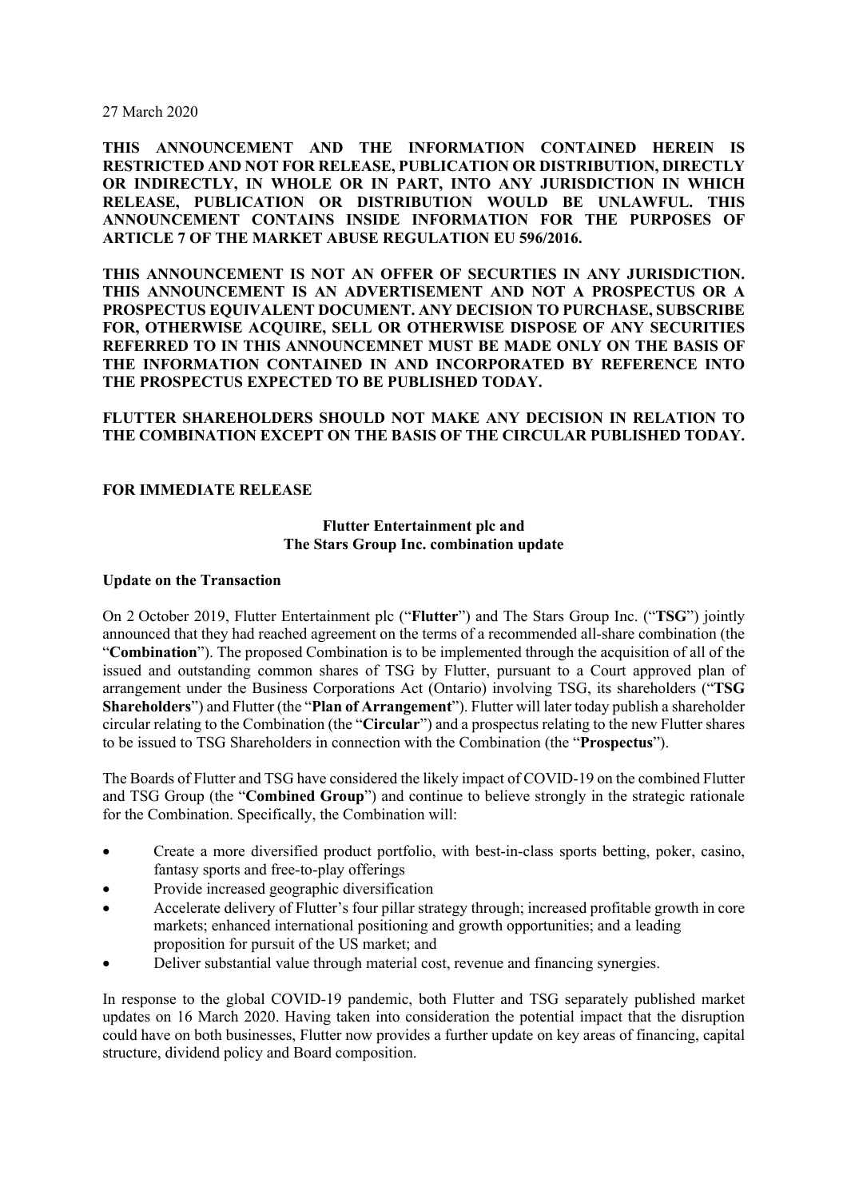27 March 2020

**THIS ANNOUNCEMENT AND THE INFORMATION CONTAINED HEREIN IS RESTRICTED AND NOT FOR RELEASE, PUBLICATION OR DISTRIBUTION, DIRECTLY OR INDIRECTLY, IN WHOLE OR IN PART, INTO ANY JURISDICTION IN WHICH RELEASE, PUBLICATION OR DISTRIBUTION WOULD BE UNLAWFUL. THIS ANNOUNCEMENT CONTAINS INSIDE INFORMATION FOR THE PURPOSES OF ARTICLE 7 OF THE MARKET ABUSE REGULATION EU 596/2016.**

**THIS ANNOUNCEMENT IS NOT AN OFFER OF SECURTIES IN ANY JURISDICTION. THIS ANNOUNCEMENT IS AN ADVERTISEMENT AND NOT A PROSPECTUS OR A PROSPECTUS EQUIVALENT DOCUMENT. ANY DECISION TO PURCHASE, SUBSCRIBE FOR, OTHERWISE ACQUIRE, SELL OR OTHERWISE DISPOSE OF ANY SECURITIES REFERRED TO IN THIS ANNOUNCEMNET MUST BE MADE ONLY ON THE BASIS OF THE INFORMATION CONTAINED IN AND INCORPORATED BY REFERENCE INTO THE PROSPECTUS EXPECTED TO BE PUBLISHED TODAY.**

**FLUTTER SHAREHOLDERS SHOULD NOT MAKE ANY DECISION IN RELATION TO THE COMBINATION EXCEPT ON THE BASIS OF THE CIRCULAR PUBLISHED TODAY.**

**FOR IMMEDIATE RELEASE**

# Flutter Entertainment plc and The Stars Group Inc. combination update

**Update on the Transaction**

On 2 October 2019, Flutter Entertainment plc ("**Flutter**") and The Stars Group Inc. ("**TSG**") jointly announced that they had reached agreement on the terms of a recommended all-share combination (the "**Combination**"). The proposed Combination is to be implemented through the acquisition of all of the issued and outstanding common shares of TSG by Flutter, pursuant to a Court approved plan of arrangement under the Business Corporations Act (Ontario) involving TSG, its shareholders ("**TSG Shareholders**") and Flutter (the "**Plan of Arrangement**"). Flutter will later today publish a shareholder circular relating to the Combination (the "**Circular**") and a prospectus relating to the new Flutter shares to be issued to TSG Shareholders in connection with the Combination (the "**Prospectus**").

The Boards of Flutter and TSG have considered the likely impact of COVID-19 on the combined Flutter and TSG Group (the "**Combined Group**") and continue to believe strongly in the strategic rationale for the Combination. Specifically, the Combination will:

- Create a more diversified product portfolio, with best-in-class sports betting, poker, casino, fantasy sports and free-to-play offerings
- Provide increased geographic diversification
- Accelerate delivery of Flutter's four pillar strategy through; increased profitable growth in core markets; enhanced international positioning and growth opportunities; and a leading proposition for pursuit of the US market; and
- Deliver substantial value through material cost, revenue and financing synergies.

In response to the global COVID-19 pandemic, both Flutter and TSG separately published market updates on 16 March 2020. Having taken into consideration the potential impact that the disruption could have on both businesses, Flutter now provides a further update on key areas of financing, capital structure, dividend policy and Board composition.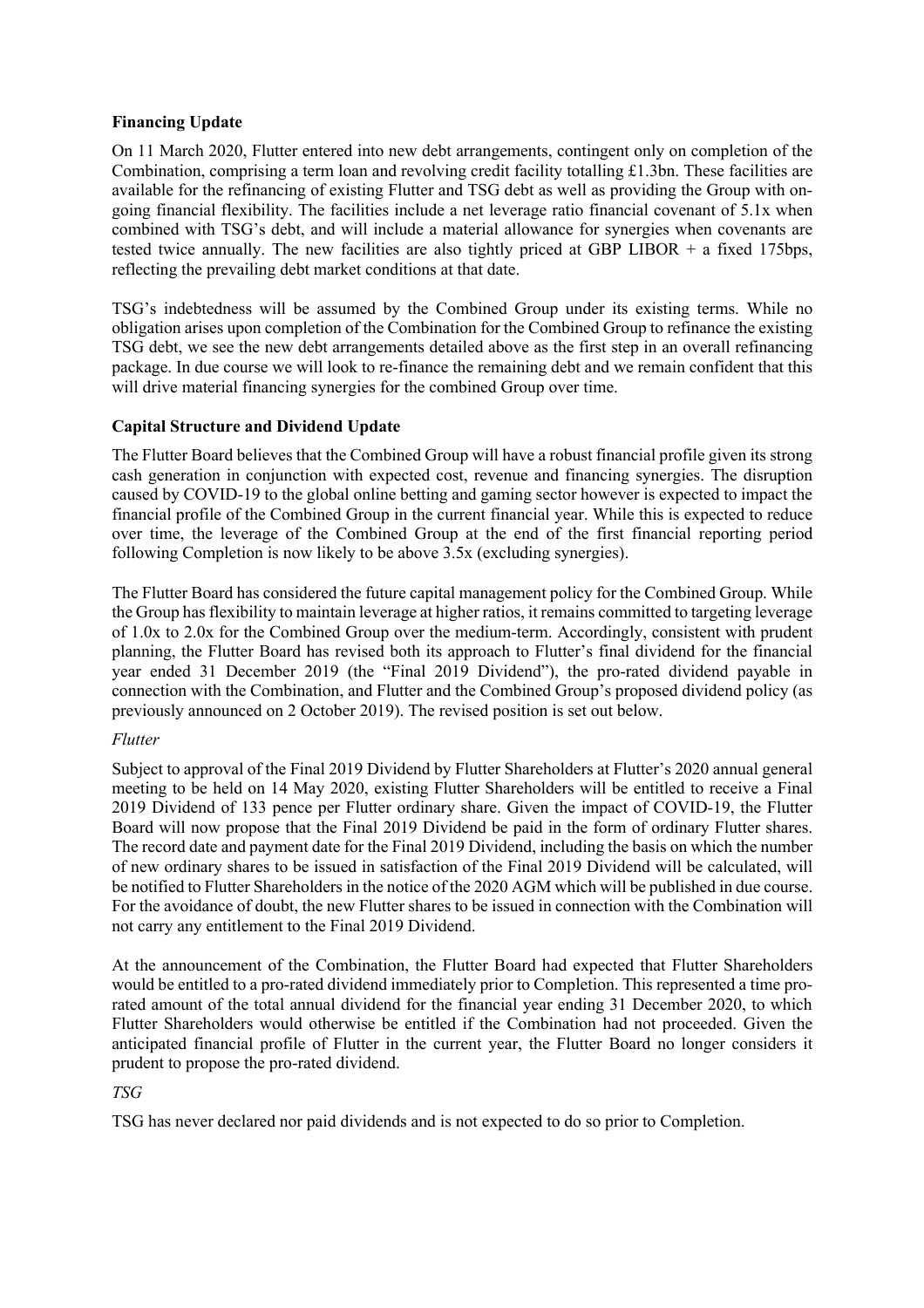**Financing Update**

On 11 March 2020, Flutter entered into new debt arrangements, contingent only on completion of the Combination, comprising a term loan and revolving credit facility totalling £1.3bn. These facilities are available for the refinancing of existing Flutter and TSG debt as well as providing the Group with on-going financial flexibility. The facilities include a net leverage ratio financial covenant of 5.1x when combined with TSG's debt, and will include a material allowance for synergies when covenants are tested twice annually. The new facilities are also tightly priced at GBP LIBOR + a fixed 175bps, reflecting the prevailing debt market conditions at that date.

TSG's indebtedness will be assumed by the Combined Group under its existing terms. While no obligation arises upon completion of the Combination for the Combined Group to refinance the existing TSG debt, we see the new debt arrangements detailed above as the first step in an overall refinancing package. In due course we will look to re-finance the remaining debt and we remain confident that this will drive material financing synergies for the combined Group over time.

**Capital Structure and Dividend Update**

The Flutter Board believes that the Combined Group will have a robust financial profile given its strong cash generation in conjunction with expected cost, revenue and financing synergies. The disruption caused by COVID-19 to the global online betting and gaming sector however is expected to impact the financial profile of the Combined Group in the current financial year. While this is expected to reduce over time, the leverage of the Combined Group at the end of the first financial reporting period following Completion is now likely to be above 3.5x (excluding synergies).

The Flutter Board has considered the future capital management policy for the Combined Group. While the Group has flexibility to maintain leverage at higher ratios, it remains committed to targeting leverage of 1.0x to 2.0x for the Combined Group over the medium-term. Accordingly, consistent with prudent planning, the Flutter Board has revised both its approach to Flutter's final dividend for the financial year ended 31 December 2019 (the "Final 2019 Dividend"), the pro-rated dividend payable in connection with the Combination, and Flutter and the Combined Group's proposed dividend policy (as previously announced on 2 October 2019). The revised position is set out below.

*Flutter*

Subject to approval of the Final 2019 Dividend by Flutter Shareholders at Flutter's 2020 annual general meeting to be held on 14 May 2020, existing Flutter Shareholders will be entitled to receive a Final 2019 Dividend of 133 pence per Flutter ordinary share. Given the impact of COVID-19, the Flutter Board will now propose that the Final 2019 Dividend be paid in the form of ordinary Flutter shares. The record date and payment date for the Final 2019 Dividend, including the basis on which the number of new ordinary shares to be issued in satisfaction of the Final 2019 Dividend will be calculated, will be notified to Flutter Shareholders in the notice of the 2020 AGM which will be published in due course. For the avoidance of doubt, the new Flutter shares to be issued in connection with the Combination will not carry any entitlement to the Final 2019 Dividend.

At the announcement of the Combination, the Flutter Board had expected that Flutter Shareholders would be entitled to a pro-rated dividend immediately prior to Completion. This represented a time pro-rated amount of the total annual dividend for the financial year ending 31 December 2020, to which Flutter Shareholders would otherwise be entitled if the Combination had not proceeded. Given the anticipated financial profile of Flutter in the current year, the Flutter Board no longer considers it prudent to propose the pro-rated dividend.

*TSG*

TSG has never declared nor paid dividends and is not expected to do so prior to Completion.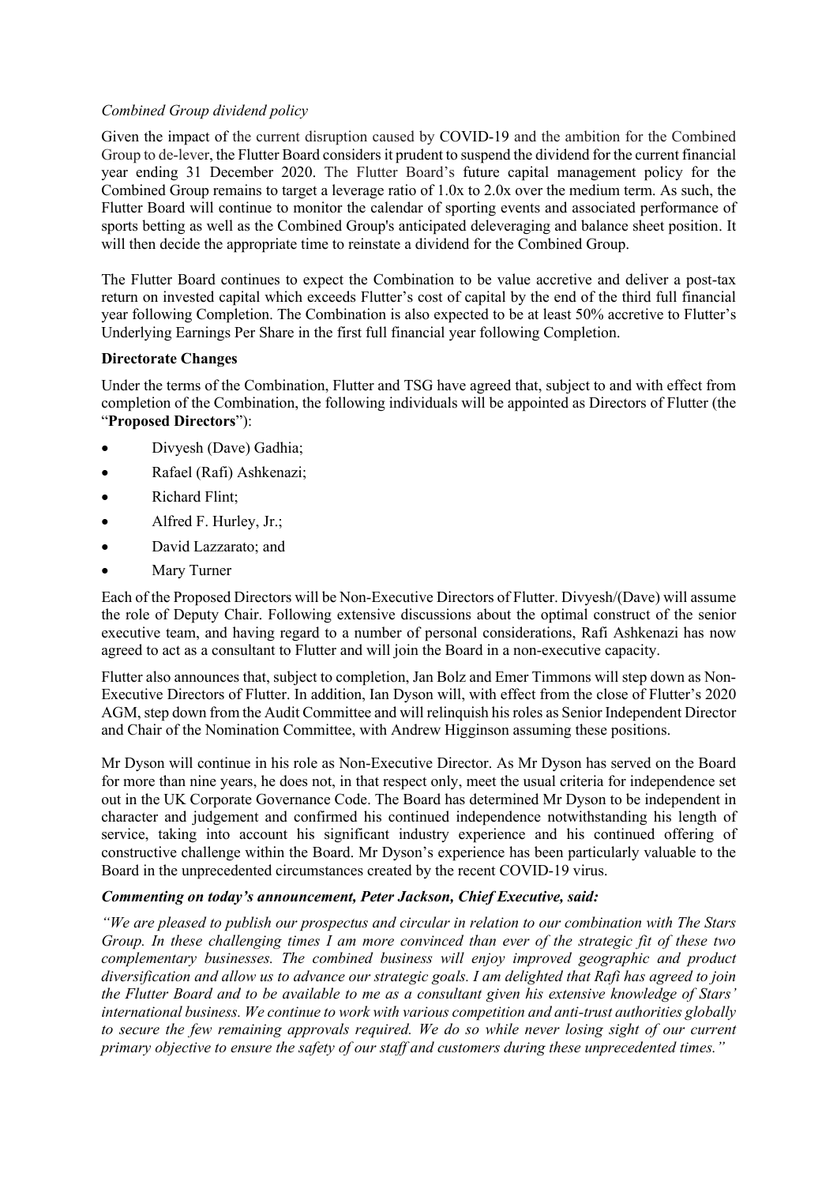*Combined Group dividend policy*

Given the impact of the current disruption caused by COVID-19 and the ambition for the Combined Group to de-lever, the Flutter Board considers it prudent to suspend the dividend for the current financial year ending 31 December 2020. The Flutter Board's future capital management policy for the Combined Group remains to target a leverage ratio of 1.0x to 2.0x over the medium term. As such, the Flutter Board will continue to monitor the calendar of sporting events and associated performance of sports betting as well as the Combined Group's anticipated deleveraging and balance sheet position. It will then decide the appropriate time to reinstate a dividend for the Combined Group.

The Flutter Board continues to expect the Combination to be value accretive and deliver a post-tax return on invested capital which exceeds Flutter's cost of capital by the end of the third full financial year following Completion. The Combination is also expected to be at least 50% accretive to Flutter's Underlying Earnings Per Share in the first full financial year following Completion.

**Directorate Changes**

Under the terms of the Combination, Flutter and TSG have agreed that, subject to and with effect from completion of the Combination, the following individuals will be appointed as Directors of Flutter (the "**Proposed Directors**"):

- Divyesh (Dave) Gadhia;
- Rafael (Rafi) Ashkenazi;
- Richard Flint;
- Alfred F. Hurley, Jr.;
- David Lazzarato; and
- Mary Turner

Each of the Proposed Directors will be Non-Executive Directors of Flutter. Divyesh/(Dave) will assume the role of Deputy Chair. Following extensive discussions about the optimal construct of the senior executive team, and having regard to a number of personal considerations, Rafi Ashkenazi has now agreed to act as a consultant to Flutter and will join the Board in a non-executive capacity.

Flutter also announces that, subject to completion, Jan Bolz and Emer Timmons will step down as Non-Executive Directors of Flutter. In addition, Ian Dyson will, with effect from the close of Flutter's 2020 AGM, step down from the Audit Committee and will relinquish his roles as Senior Independent Director and Chair of the Nomination Committee, with Andrew Higginson assuming these positions.

Mr Dyson will continue in his role as Non-Executive Director. As Mr Dyson has served on the Board for more than nine years, he does not, in that respect only, meet the usual criteria for independence set out in the UK Corporate Governance Code. The Board has determined Mr Dyson to be independent in character and judgement and confirmed his continued independence notwithstanding his length of service, taking into account his significant industry experience and his continued offering of constructive challenge within the Board. Mr Dyson's experience has been particularly valuable to the Board in the unprecedented circumstances created by the recent COVID-19 virus.

***Commenting on today's announcement, Peter Jackson, Chief Executive, said:***

*"We are pleased to publish our prospectus and circular in relation to our combination with The Stars Group. In these challenging times I am more convinced than ever of the strategic fit of these two complementary businesses. The combined business will enjoy improved geographic and product diversification and allow us to advance our strategic goals. I am delighted that Rafi has agreed to join the Flutter Board and to be available to me as a consultant given his extensive knowledge of Stars' international business. We continue to work with various competition and anti-trust authorities globally to secure the few remaining approvals required. We do so while never losing sight of our current primary objective to ensure the safety of our staff and customers during these unprecedented times."*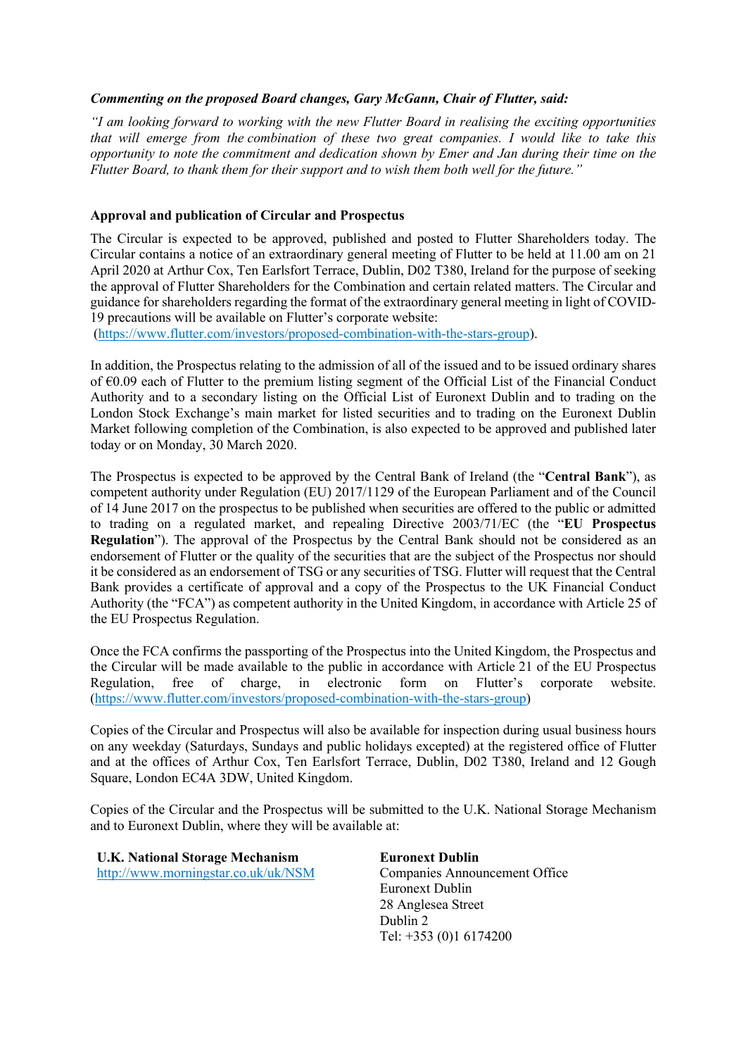***Commenting on the proposed Board changes, Gary McGann, Chair of Flutter, said:***

*"I am looking forward to working with the new Flutter Board in realising the exciting opportunities that will emerge from the combination of these two great companies. I would like to take this opportunity to note the commitment and dedication shown by Emer and Jan during their time on the Flutter Board, to thank them for their support and to wish them both well for the future."*

**Approval and publication of Circular and Prospectus**

The Circular is expected to be approved, published and posted to Flutter Shareholders today. The Circular contains a notice of an extraordinary general meeting of Flutter to be held at 11.00 am on 21 April 2020 at Arthur Cox, Ten Earlsfort Terrace, Dublin, D02 T380, Ireland for the purpose of seeking the approval of Flutter Shareholders for the Combination and certain related matters. The Circular and guidance for shareholders regarding the format of the extraordinary general meeting in light of COVID-19 precautions will be available on Flutter's corporate website:
(https://www.flutter.com/investors/proposed-combination-with-the-stars-group).

In addition, the Prospectus relating to the admission of all of the issued and to be issued ordinary shares of €0.09 each of Flutter to the premium listing segment of the Official List of the Financial Conduct Authority and to a secondary listing on the Official List of Euronext Dublin and to trading on the London Stock Exchange's main market for listed securities and to trading on the Euronext Dublin Market following completion of the Combination, is also expected to be approved and published later today or on Monday, 30 March 2020.

The Prospectus is expected to be approved by the Central Bank of Ireland (the "**Central Bank**"), as competent authority under Regulation (EU) 2017/1129 of the European Parliament and of the Council of 14 June 2017 on the prospectus to be published when securities are offered to the public or admitted to trading on a regulated market, and repealing Directive 2003/71/EC (the "**EU Prospectus Regulation**"). The approval of the Prospectus by the Central Bank should not be considered as an endorsement of Flutter or the quality of the securities that are the subject of the Prospectus nor should it be considered as an endorsement of TSG or any securities of TSG. Flutter will request that the Central Bank provides a certificate of approval and a copy of the Prospectus to the UK Financial Conduct Authority (the "FCA") as competent authority in the United Kingdom, in accordance with Article 25 of the EU Prospectus Regulation.

Once the FCA confirms the passporting of the Prospectus into the United Kingdom, the Prospectus and the Circular will be made available to the public in accordance with Article 21 of the EU Prospectus Regulation, free of charge, in electronic form on Flutter's corporate website. (https://www.flutter.com/investors/proposed-combination-with-the-stars-group)

Copies of the Circular and Prospectus will also be available for inspection during usual business hours on any weekday (Saturdays, Sundays and public holidays excepted) at the registered office of Flutter and at the offices of Arthur Cox, Ten Earlsfort Terrace, Dublin, D02 T380, Ireland and 12 Gough Square, London EC4A 3DW, United Kingdom.

Copies of the Circular and the Prospectus will be submitted to the U.K. National Storage Mechanism and to Euronext Dublin, where they will be available at:

**U.K. National Storage Mechanism**
http://www.morningstar.co.uk/uk/NSM

**Euronext Dublin**
Companies Announcement Office
Euronext Dublin
28 Anglesea Street
Dublin 2
Tel: +353 (0)1 6174200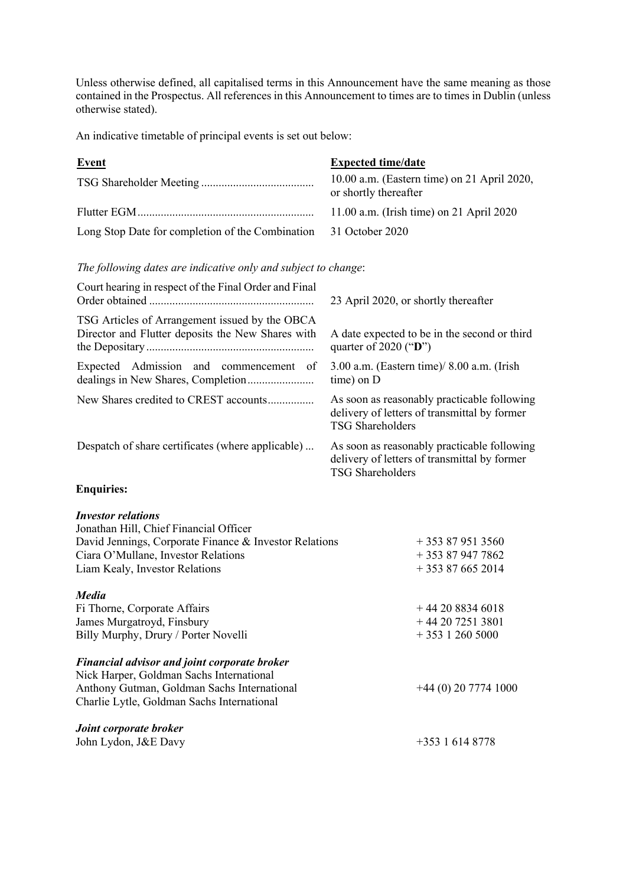Unless otherwise defined, all capitalised terms in this Announcement have the same meaning as those contained in the Prospectus. All references in this Announcement to times are to times in Dublin (unless otherwise stated).

An indicative timetable of principal events is set out below:

| **Event** | **Expected time/date** |
|---|---|
| TSG Shareholder Meeting | 10.00 a.m. (Eastern time) on 21 April 2020, or shortly thereafter |
| Flutter EGM | 11.00 a.m. (Irish time) on 21 April 2020 |
| Long Stop Date for completion of the Combination | 31 October 2020 |

*The following dates are indicative only and subject to change*:

| | |
|---|---|
| Court hearing in respect of the Final Order and Final Order obtained | 23 April 2020, or shortly thereafter |
| TSG Articles of Arrangement issued by the OBCA Director and Flutter deposits the New Shares with the Depositary | A date expected to be in the second or third quarter of 2020 ("**D**") |
| Expected Admission and commencement of dealings in New Shares, Completion | 3.00 a.m. (Eastern time)/ 8.00 a.m. (Irish time) on D |
| New Shares credited to CREST accounts | As soon as reasonably practicable following delivery of letters of transmittal by former TSG Shareholders |
| Despatch of share certificates (where applicable) | As soon as reasonably practicable following delivery of letters of transmittal by former TSG Shareholders |

**Enquiries:**

***Investor relations***

Jonathan Hill, Chief Financial Officer
David Jennings, Corporate Finance & Investor Relations + 353 87 951 3560
Ciara O'Mullane, Investor Relations + 353 87 947 7862
Liam Kealy, Investor Relations + 353 87 665 2014

***Media***

Fi Thorne, Corporate Affairs + 44 20 8834 6018
James Murgatroyd, Finsbury + 44 20 7251 3801
Billy Murphy, Drury / Porter Novelli + 353 1 260 5000

***Financial advisor and joint corporate broker***

Nick Harper, Goldman Sachs International
Anthony Gutman, Goldman Sachs International +44 (0) 20 7774 1000
Charlie Lytle, Goldman Sachs International

***Joint corporate broker***

John Lydon, J&E Davy +353 1 614 8778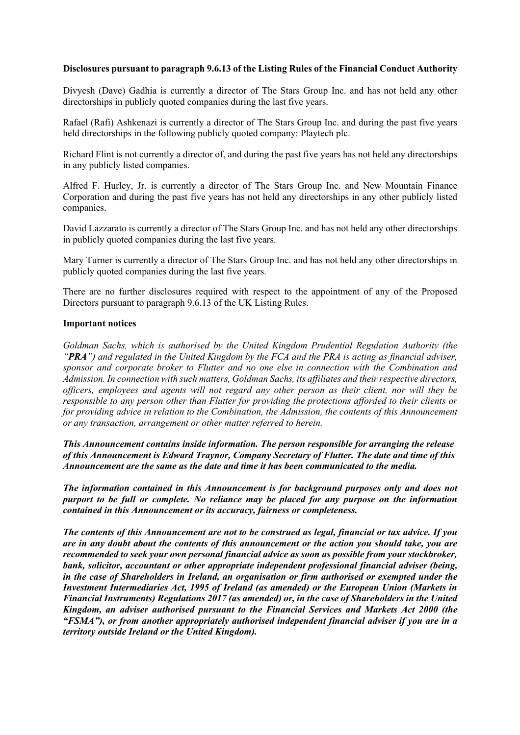**Disclosures pursuant to paragraph 9.6.13 of the Listing Rules of the Financial Conduct Authority**

Divyesh (Dave) Gadhia is currently a director of The Stars Group Inc. and has not held any other directorships in publicly quoted companies during the last five years.

Rafael (Rafi) Ashkenazi is currently a director of The Stars Group Inc. and during the past five years held directorships in the following publicly quoted company: Playtech plc.

Richard Flint is not currently a director of, and during the past five years has not held any directorships in any publicly listed companies.

Alfred F. Hurley, Jr. is currently a director of The Stars Group Inc. and New Mountain Finance Corporation and during the past five years has not held any directorships in any other publicly listed companies.

David Lazzarato is currently a director of The Stars Group Inc. and has not held any other directorships in publicly quoted companies during the last five years.

Mary Turner is currently a director of The Stars Group Inc. and has not held any other directorships in publicly quoted companies during the last five years.

There are no further disclosures required with respect to the appointment of any of the Proposed Directors pursuant to paragraph 9.6.13 of the UK Listing Rules.

**Important notices**

*Goldman Sachs, which is authorised by the United Kingdom Prudential Regulation Authority (the "**PRA**") and regulated in the United Kingdom by the FCA and the PRA is acting as financial adviser, sponsor and corporate broker to Flutter and no one else in connection with the Combination and Admission. In connection with such matters, Goldman Sachs, its affiliates and their respective directors, officers, employees and agents will not regard any other person as their client, nor will they be responsible to any person other than Flutter for providing the protections afforded to their clients or for providing advice in relation to the Combination, the Admission, the contents of this Announcement or any transaction, arrangement or other matter referred to herein.*

***This Announcement contains inside information. The person responsible for arranging the release of this Announcement is Edward Traynor, Company Secretary of Flutter. The date and time of this Announcement are the same as the date and time it has been communicated to the media.***

***The information contained in this Announcement is for background purposes only and does not purport to be full or complete. No reliance may be placed for any purpose on the information contained in this Announcement or its accuracy, fairness or completeness.***

***The contents of this Announcement are not to be construed as legal, financial or tax advice. If you are in any doubt about the contents of this announcement or the action you should take, you are recommended to seek your own personal financial advice as soon as possible from your stockbroker, bank, solicitor, accountant or other appropriate independent professional financial adviser (being, in the case of Shareholders in Ireland, an organisation or firm authorised or exempted under the Investment Intermediaries Act, 1995 of Ireland (as amended) or the European Union (Markets in Financial Instruments) Regulations 2017 (as amended) or, in the case of Shareholders in the United Kingdom, an adviser authorised pursuant to the Financial Services and Markets Act 2000 (the "FSMA"), or from another appropriately authorised independent financial adviser if you are in a territory outside Ireland or the United Kingdom).***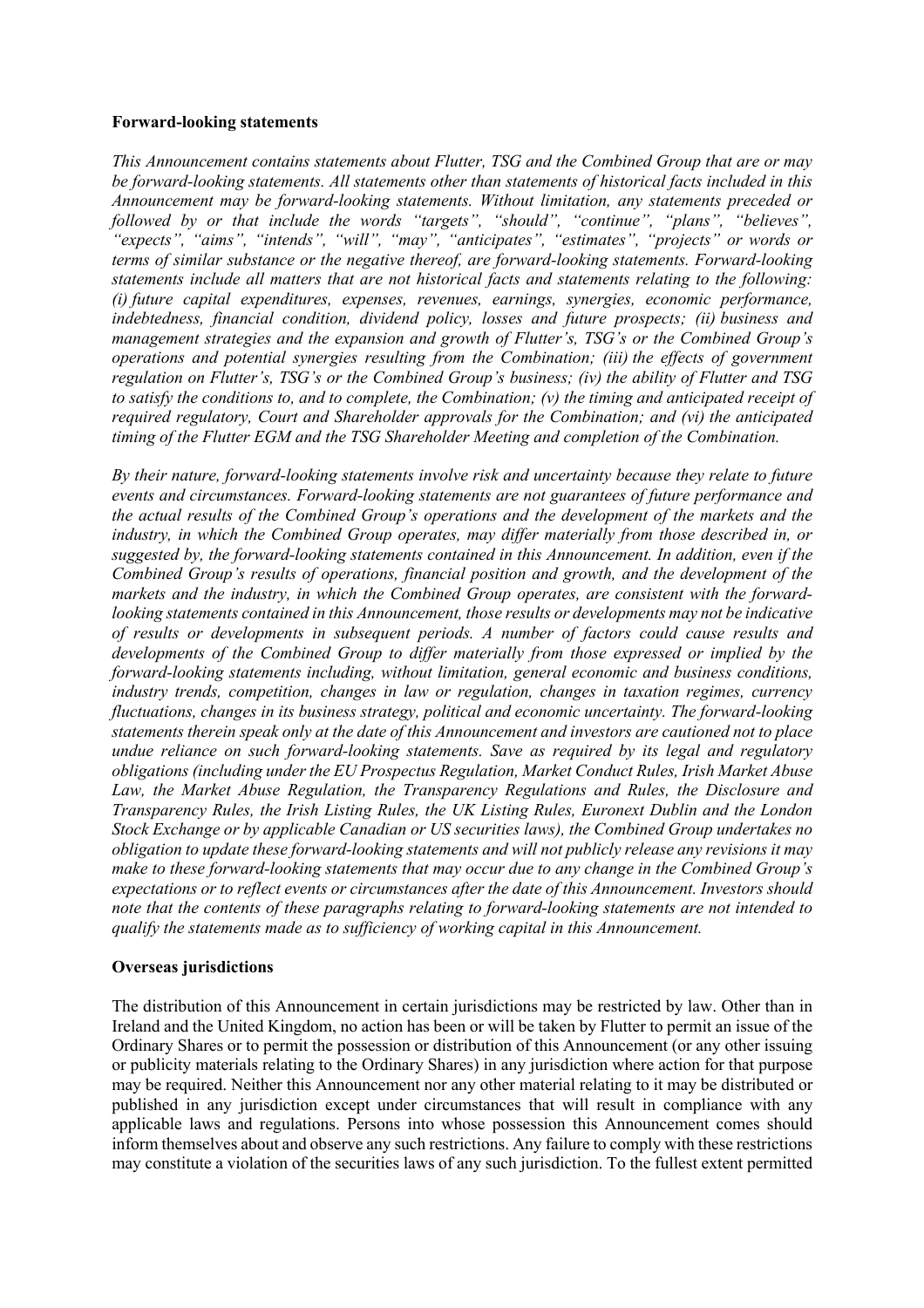**Forward-looking statements**

*This Announcement contains statements about Flutter, TSG and the Combined Group that are or may be forward-looking statements. All statements other than statements of historical facts included in this Announcement may be forward-looking statements. Without limitation, any statements preceded or followed by or that include the words "targets", "should", "continue", "plans", "believes", "expects", "aims", "intends", "will", "may", "anticipates", "estimates", "projects" or words or terms of similar substance or the negative thereof, are forward-looking statements. Forward-looking statements include all matters that are not historical facts and statements relating to the following: (i) future capital expenditures, expenses, revenues, earnings, synergies, economic performance, indebtedness, financial condition, dividend policy, losses and future prospects; (ii) business and management strategies and the expansion and growth of Flutter's, TSG's or the Combined Group's operations and potential synergies resulting from the Combination; (iii) the effects of government regulation on Flutter's, TSG's or the Combined Group's business; (iv) the ability of Flutter and TSG to satisfy the conditions to, and to complete, the Combination; (v) the timing and anticipated receipt of required regulatory, Court and Shareholder approvals for the Combination; and (vi) the anticipated timing of the Flutter EGM and the TSG Shareholder Meeting and completion of the Combination.*

*By their nature, forward-looking statements involve risk and uncertainty because they relate to future events and circumstances. Forward-looking statements are not guarantees of future performance and the actual results of the Combined Group's operations and the development of the markets and the industry, in which the Combined Group operates, may differ materially from those described in, or suggested by, the forward-looking statements contained in this Announcement. In addition, even if the Combined Group's results of operations, financial position and growth, and the development of the markets and the industry, in which the Combined Group operates, are consistent with the forward-looking statements contained in this Announcement, those results or developments may not be indicative of results or developments in subsequent periods. A number of factors could cause results and developments of the Combined Group to differ materially from those expressed or implied by the forward-looking statements including, without limitation, general economic and business conditions, industry trends, competition, changes in law or regulation, changes in taxation regimes, currency fluctuations, changes in its business strategy, political and economic uncertainty. The forward-looking statements therein speak only at the date of this Announcement and investors are cautioned not to place undue reliance on such forward-looking statements. Save as required by its legal and regulatory obligations (including under the EU Prospectus Regulation, Market Conduct Rules, Irish Market Abuse Law, the Market Abuse Regulation, the Transparency Regulations and Rules, the Disclosure and Transparency Rules, the Irish Listing Rules, the UK Listing Rules, Euronext Dublin and the London Stock Exchange or by applicable Canadian or US securities laws), the Combined Group undertakes no obligation to update these forward-looking statements and will not publicly release any revisions it may make to these forward-looking statements that may occur due to any change in the Combined Group's expectations or to reflect events or circumstances after the date of this Announcement. Investors should note that the contents of these paragraphs relating to forward-looking statements are not intended to qualify the statements made as to sufficiency of working capital in this Announcement.*

**Overseas jurisdictions**

The distribution of this Announcement in certain jurisdictions may be restricted by law. Other than in Ireland and the United Kingdom, no action has been or will be taken by Flutter to permit an issue of the Ordinary Shares or to permit the possession or distribution of this Announcement (or any other issuing or publicity materials relating to the Ordinary Shares) in any jurisdiction where action for that purpose may be required. Neither this Announcement nor any other material relating to it may be distributed or published in any jurisdiction except under circumstances that will result in compliance with any applicable laws and regulations. Persons into whose possession this Announcement comes should inform themselves about and observe any such restrictions. Any failure to comply with these restrictions may constitute a violation of the securities laws of any such jurisdiction. To the fullest extent permitted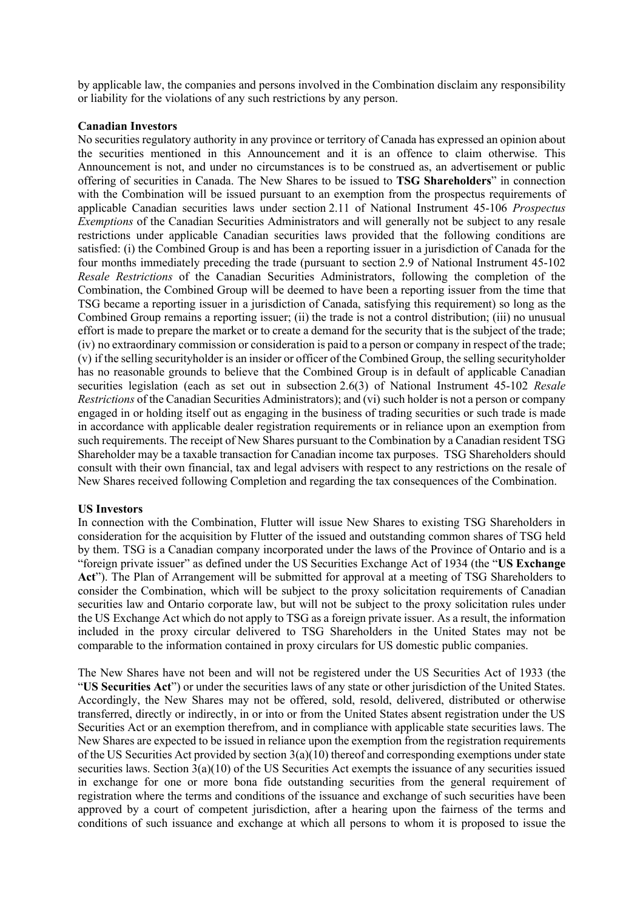by applicable law, the companies and persons involved in the Combination disclaim any responsibility or liability for the violations of any such restrictions by any person.

**Canadian Investors**

No securities regulatory authority in any province or territory of Canada has expressed an opinion about the securities mentioned in this Announcement and it is an offence to claim otherwise. This Announcement is not, and under no circumstances is to be construed as, an advertisement or public offering of securities in Canada. The New Shares to be issued to **TSG Shareholders**" in connection with the Combination will be issued pursuant to an exemption from the prospectus requirements of applicable Canadian securities laws under section 2.11 of National Instrument 45-106 *Prospectus Exemptions* of the Canadian Securities Administrators and will generally not be subject to any resale restrictions under applicable Canadian securities laws provided that the following conditions are satisfied: (i) the Combined Group is and has been a reporting issuer in a jurisdiction of Canada for the four months immediately preceding the trade (pursuant to section 2.9 of National Instrument 45-102 *Resale Restrictions* of the Canadian Securities Administrators, following the completion of the Combination, the Combined Group will be deemed to have been a reporting issuer from the time that TSG became a reporting issuer in a jurisdiction of Canada, satisfying this requirement) so long as the Combined Group remains a reporting issuer; (ii) the trade is not a control distribution; (iii) no unusual effort is made to prepare the market or to create a demand for the security that is the subject of the trade; (iv) no extraordinary commission or consideration is paid to a person or company in respect of the trade; (v) if the selling securityholder is an insider or officer of the Combined Group, the selling securityholder has no reasonable grounds to believe that the Combined Group is in default of applicable Canadian securities legislation (each as set out in subsection 2.6(3) of National Instrument 45-102 *Resale Restrictions* of the Canadian Securities Administrators); and (vi) such holder is not a person or company engaged in or holding itself out as engaging in the business of trading securities or such trade is made in accordance with applicable dealer registration requirements or in reliance upon an exemption from such requirements. The receipt of New Shares pursuant to the Combination by a Canadian resident TSG Shareholder may be a taxable transaction for Canadian income tax purposes. TSG Shareholders should consult with their own financial, tax and legal advisers with respect to any restrictions on the resale of New Shares received following Completion and regarding the tax consequences of the Combination.

**US Investors**

In connection with the Combination, Flutter will issue New Shares to existing TSG Shareholders in consideration for the acquisition by Flutter of the issued and outstanding common shares of TSG held by them. TSG is a Canadian company incorporated under the laws of the Province of Ontario and is a "foreign private issuer" as defined under the US Securities Exchange Act of 1934 (the "**US Exchange Act**"). The Plan of Arrangement will be submitted for approval at a meeting of TSG Shareholders to consider the Combination, which will be subject to the proxy solicitation requirements of Canadian securities law and Ontario corporate law, but will not be subject to the proxy solicitation rules under the US Exchange Act which do not apply to TSG as a foreign private issuer. As a result, the information included in the proxy circular delivered to TSG Shareholders in the United States may not be comparable to the information contained in proxy circulars for US domestic public companies.

The New Shares have not been and will not be registered under the US Securities Act of 1933 (the "**US Securities Act**") or under the securities laws of any state or other jurisdiction of the United States. Accordingly, the New Shares may not be offered, sold, resold, delivered, distributed or otherwise transferred, directly or indirectly, in or into or from the United States absent registration under the US Securities Act or an exemption therefrom, and in compliance with applicable state securities laws. The New Shares are expected to be issued in reliance upon the exemption from the registration requirements of the US Securities Act provided by section 3(a)(10) thereof and corresponding exemptions under state securities laws. Section 3(a)(10) of the US Securities Act exempts the issuance of any securities issued in exchange for one or more bona fide outstanding securities from the general requirement of registration where the terms and conditions of the issuance and exchange of such securities have been approved by a court of competent jurisdiction, after a hearing upon the fairness of the terms and conditions of such issuance and exchange at which all persons to whom it is proposed to issue the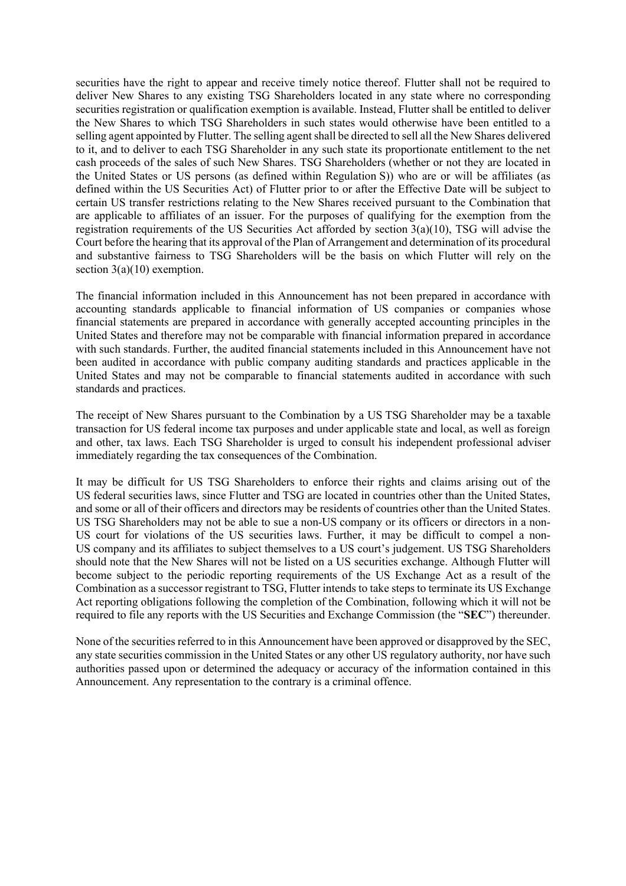securities have the right to appear and receive timely notice thereof. Flutter shall not be required to deliver New Shares to any existing TSG Shareholders located in any state where no corresponding securities registration or qualification exemption is available. Instead, Flutter shall be entitled to deliver the New Shares to which TSG Shareholders in such states would otherwise have been entitled to a selling agent appointed by Flutter. The selling agent shall be directed to sell all the New Shares delivered to it, and to deliver to each TSG Shareholder in any such state its proportionate entitlement to the net cash proceeds of the sales of such New Shares. TSG Shareholders (whether or not they are located in the United States or US persons (as defined within Regulation S)) who are or will be affiliates (as defined within the US Securities Act) of Flutter prior to or after the Effective Date will be subject to certain US transfer restrictions relating to the New Shares received pursuant to the Combination that are applicable to affiliates of an issuer. For the purposes of qualifying for the exemption from the registration requirements of the US Securities Act afforded by section 3(a)(10), TSG will advise the Court before the hearing that its approval of the Plan of Arrangement and determination of its procedural and substantive fairness to TSG Shareholders will be the basis on which Flutter will rely on the section 3(a)(10) exemption.

The financial information included in this Announcement has not been prepared in accordance with accounting standards applicable to financial information of US companies or companies whose financial statements are prepared in accordance with generally accepted accounting principles in the United States and therefore may not be comparable with financial information prepared in accordance with such standards. Further, the audited financial statements included in this Announcement have not been audited in accordance with public company auditing standards and practices applicable in the United States and may not be comparable to financial statements audited in accordance with such standards and practices.

The receipt of New Shares pursuant to the Combination by a US TSG Shareholder may be a taxable transaction for US federal income tax purposes and under applicable state and local, as well as foreign and other, tax laws. Each TSG Shareholder is urged to consult his independent professional adviser immediately regarding the tax consequences of the Combination.

It may be difficult for US TSG Shareholders to enforce their rights and claims arising out of the US federal securities laws, since Flutter and TSG are located in countries other than the United States, and some or all of their officers and directors may be residents of countries other than the United States. US TSG Shareholders may not be able to sue a non-US company or its officers or directors in a non-US court for violations of the US securities laws. Further, it may be difficult to compel a non-US company and its affiliates to subject themselves to a US court's judgement. US TSG Shareholders should note that the New Shares will not be listed on a US securities exchange. Although Flutter will become subject to the periodic reporting requirements of the US Exchange Act as a result of the Combination as a successor registrant to TSG, Flutter intends to take steps to terminate its US Exchange Act reporting obligations following the completion of the Combination, following which it will not be required to file any reports with the US Securities and Exchange Commission (the "**SEC**") thereunder.

None of the securities referred to in this Announcement have been approved or disapproved by the SEC, any state securities commission in the United States or any other US regulatory authority, nor have such authorities passed upon or determined the adequacy or accuracy of the information contained in this Announcement. Any representation to the contrary is a criminal offence.